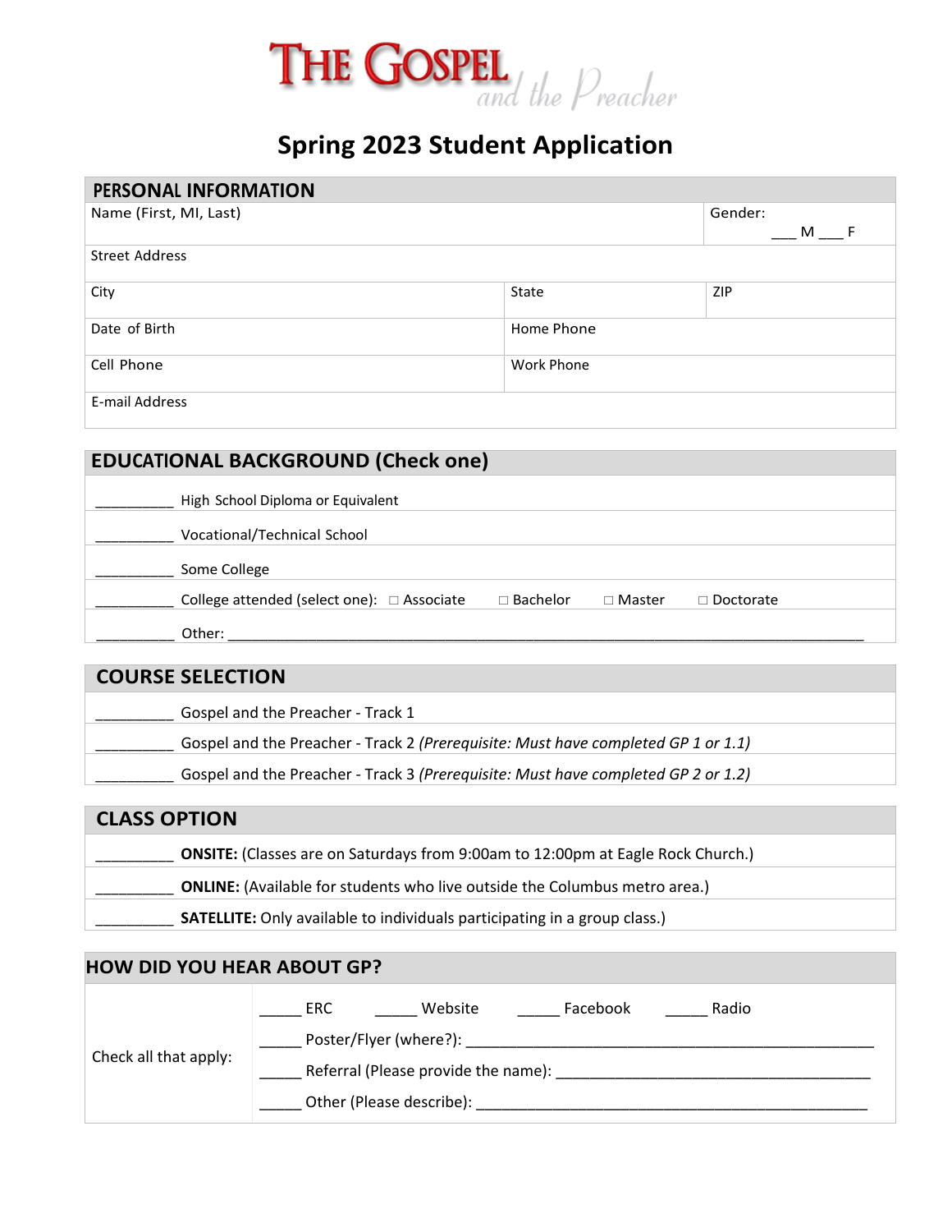# THE GOSPEL and the Preacher

## Spring 2023 Student Application

| PERSONAL INFORMATION | | |
|---|---|---|
| Name (First, MI, Last) | | Gender: ___ M ___ F |
| Street Address | | |
| City | State | ZIP |
| Date of Birth | Home Phone | |
| Cell Phone | Work Phone | |
| E-mail Address | | |

## EDUCATIONAL BACKGROUND (Check one)

_________ High School Diploma or Equivalent

_________ Vocational/Technical School

_________ Some College

_________ College attended (select one): ☐ Associate ☐ Bachelor ☐ Master ☐ Doctorate

_________ Other: ______________________________________________________________________________

## COURSE SELECTION

_________ Gospel and the Preacher - Track 1

_________ Gospel and the Preacher - Track 2 *(Prerequisite: Must have completed GP 1 or 1.1)*

_________ Gospel and the Preacher - Track 3 *(Prerequisite: Must have completed GP 2 or 1.2)*

## CLASS OPTION

_________ **ONSITE:** (Classes are on Saturdays from 9:00am to 12:00pm at Eagle Rock Church.)

_________ **ONLINE:** (Available for students who live outside the Columbus metro area.)

_________ **SATELLITE:** Only available to individuals participating in a group class.)

## HOW DID YOU HEAR ABOUT GP?

Check all that apply:

_____ ERC _____ Website _____ Facebook _____ Radio

_____ Poster/Flyer (where?): _________________________________________________

_____ Referral (Please provide the name): _____________________________________

_____ Other (Please describe): _______________________________________________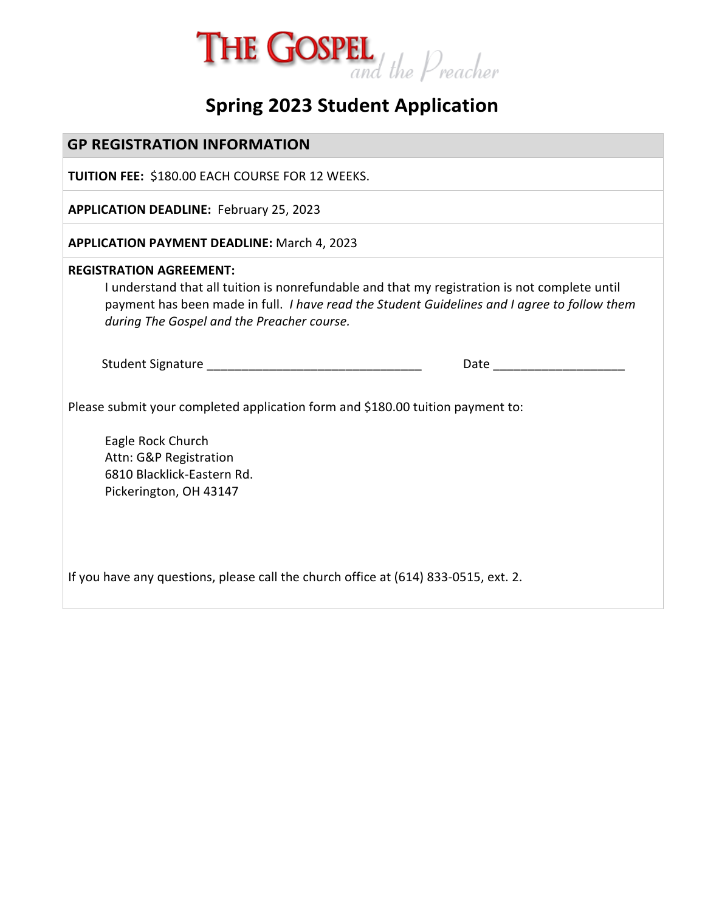# THE GOSPEL *and the Preacher*

## Spring 2023 Student Application

### GP REGISTRATION INFORMATION

**TUITION FEE:** $180.00 EACH COURSE FOR 12 WEEKS.

**APPLICATION DEADLINE:** February 25, 2023

**APPLICATION PAYMENT DEADLINE:** March 4, 2023

**REGISTRATION AGREEMENT:**

I understand that all tuition is nonrefundable and that my registration is not complete until payment has been made in full. *I have read the Student Guidelines and I agree to follow them during The Gospel and the Preacher course.*

Student Signature ______________________________ Date __________________

Please submit your completed application form and $180.00 tuition payment to:

Eagle Rock Church  
Attn: G&P Registration  
6810 Blacklick-Eastern Rd.  
Pickerington, OH 43147

If you have any questions, please call the church office at (614) 833-0515, ext. 2.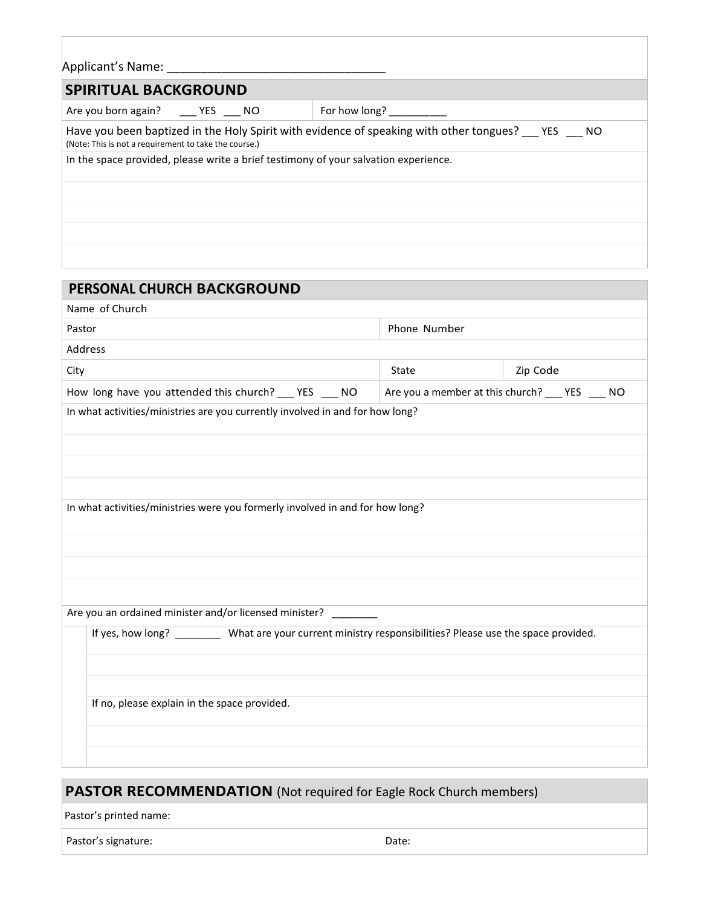Applicant's Name: ________________________________

## SPIRITUAL BACKGROUND

| Are you born again? ___ YES ___ NO | For how long? _________ |
|---|---|

Have you been baptized in the Holy Spirit with evidence of speaking with other tongues? ___ YES ___ NO
(Note: This is not a requirement to take the course.)

In the space provided, please write a brief testimony of your salvation experience.

## PERSONAL CHURCH BACKGROUND

| Name of Church | | |
|---|---|---|
| Pastor | Phone Number | |
| Address | | |
| City | State | Zip Code |
| How long have you attended this church? ___ YES ___ NO | Are you a member at this church? ___ YES ___ NO | |

In what activities/ministries are you currently involved in and for how long?

In what activities/ministries were you formerly involved in and for how long?

Are you an ordained minister and/or licensed minister? ________

If yes, how long? ________ What are your current ministry responsibilities? Please use the space provided.

If no, please explain in the space provided.

## PASTOR RECOMMENDATION (Not required for Eagle Rock Church members)

| Pastor's printed name: | |
|---|---|
| Pastor's signature: | Date: |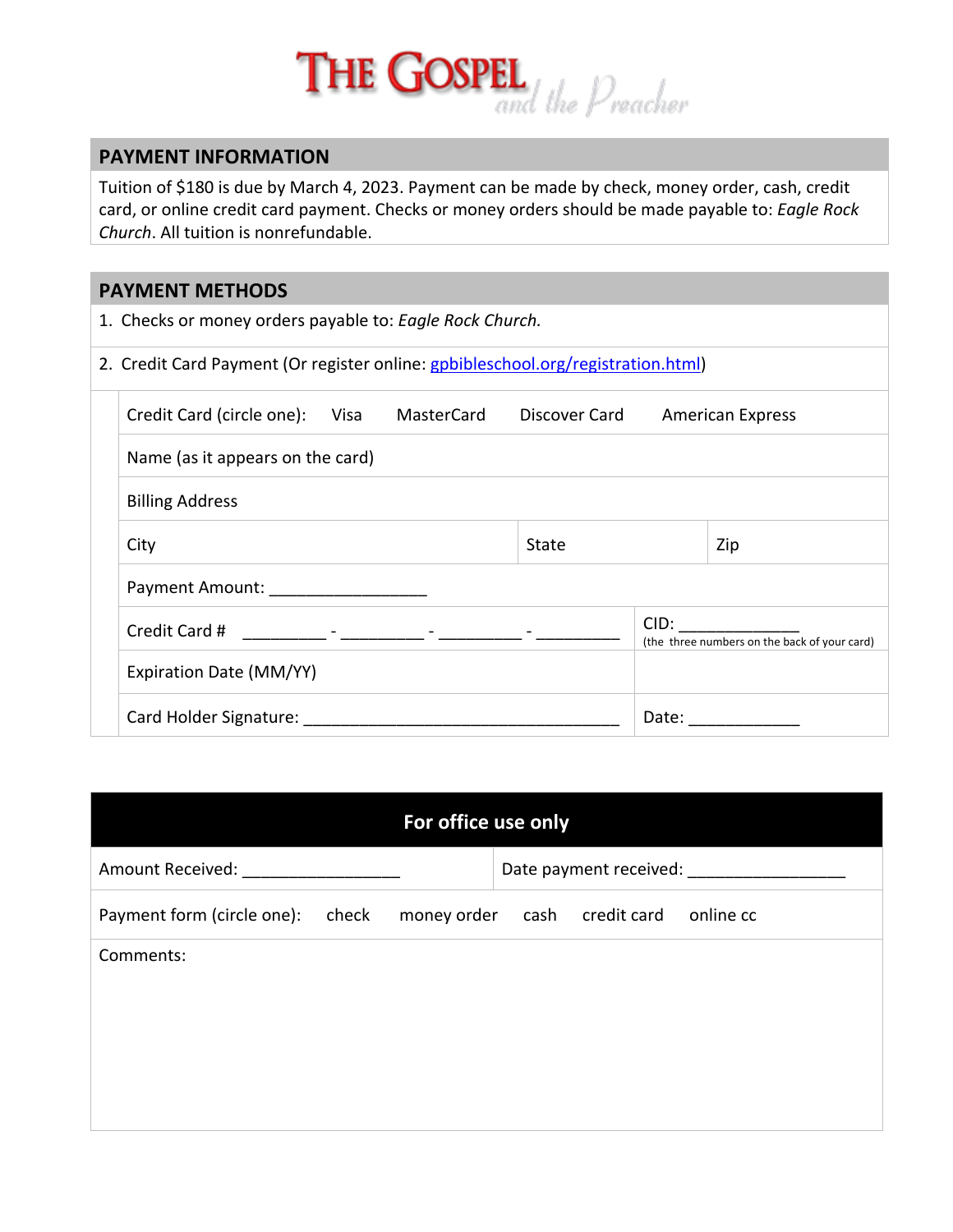# THE GOSPEL *and the Preacher*

## PAYMENT INFORMATION

Tuition of $180 is due by March 4, 2023. Payment can be made by check, money order, cash, credit card, or online credit card payment. Checks or money orders should be made payable to: *Eagle Rock Church*. All tuition is nonrefundable.

## PAYMENT METHODS

1. Checks or money orders payable to: *Eagle Rock Church.*
2. Credit Card Payment (Or register online: gpbibleschool.org/registration.html)

| | | |
|---|---|---|
| Credit Card (circle one): Visa MasterCard Discover Card American Express | | |
| Name (as it appears on the card) | | |
| Billing Address | | |
| City | State | Zip |
| Payment Amount: _________________ | | |
| Credit Card # _________ - _________ - _________ - _________ | CID: _____________ (the three numbers on the back of your card) | |
| Expiration Date (MM/YY) | | |
| Card Holder Signature: __________________________________ | Date: ____________ | |

## For office use only

| | |
|---|---|
| Amount Received: _________________ | Date payment received: _________________ |
| Payment form (circle one): check money order cash credit card online cc | |
| Comments: | |